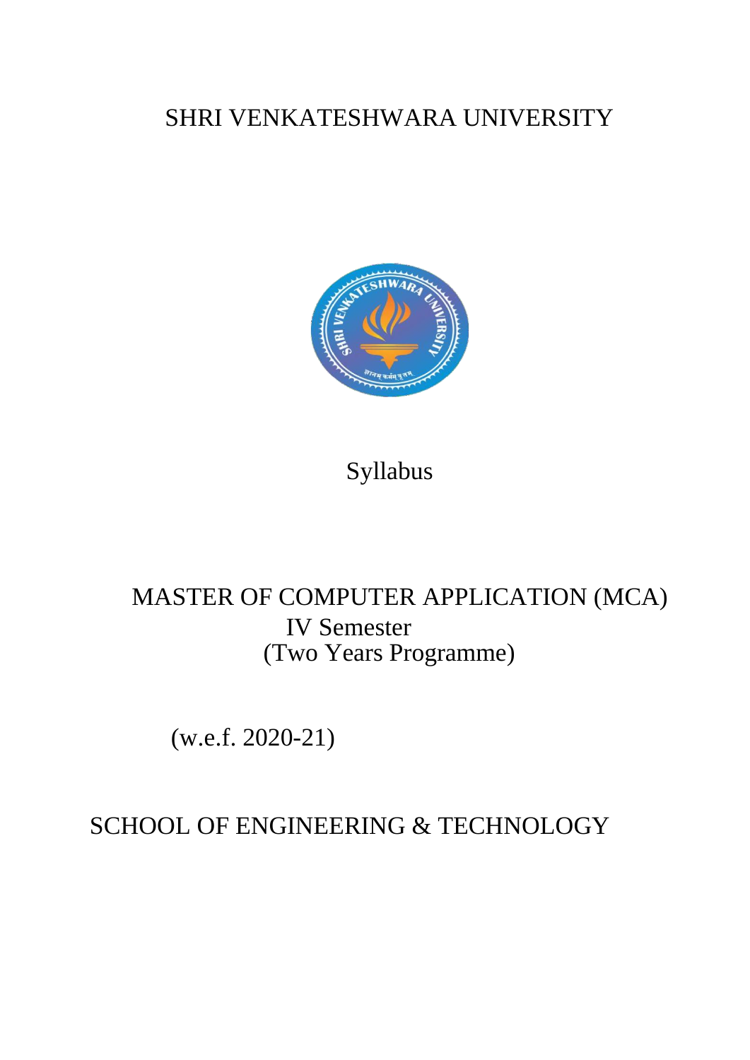# SHRI VENKATESHWARA UNIVERSITY

## Syllabus

## MASTER OF COMPUTER APPLICATION (MCA)

### IV Semester

### (Two Years Programme)

(w.e.f. 2020-21)

## SCHOOL OF ENGINEERING & TECHNOLOGY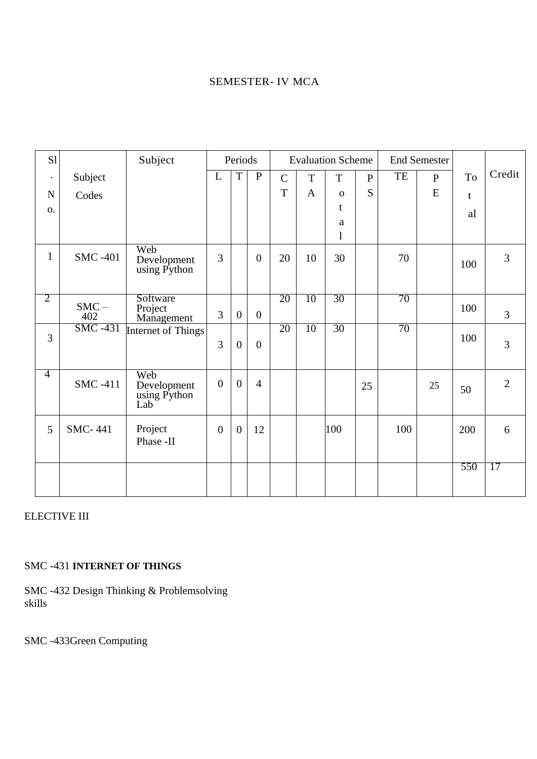SEMESTER- IV MCA

| Sl. No. | Subject Codes | Subject | Periods | | | Evaluation Scheme | | | | End Semester | | Total | Credit |
|---|---|---|---|---|---|---|---|---|---|---|---|---|---|
| | | | L | T | P | CT | TA | Total | PS | TE | PE | | |
| 1 | SMC -401 | Web Development using Python | 3 | | 0 | 20 | 10 | 30 | | 70 | | 100 | 3 |
| 2 | SMC – 402 | Software Project Management | 3 | 0 | 0 | 20 | 10 | 30 | | 70 | | 100 | 3 |
| 3 | SMC -431 | Internet of Things | 3 | 0 | 0 | 20 | 10 | 30 | | 70 | | 100 | 3 |
| 4 | SMC -411 | Web Development using Python Lab | 0 | 0 | 4 | | | | 25 | | 25 | 50 | 2 |
| 5 | SMC- 441 | Project Phase -II | 0 | 0 | 12 | | | 100 | | 100 | | 200 | 6 |
| | | | | | | | | | | | | 550 | 17 |

ELECTIVE III

SMC -431 **INTERNET OF THINGS**

SMC -432 Design Thinking & Problemsolving skills

SMC -433Green Computing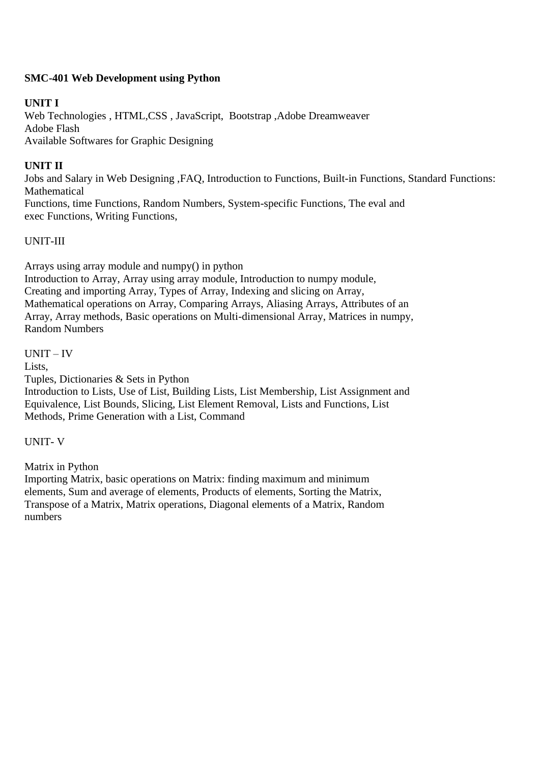**SMC-401 Web Development using Python**

**UNIT I**

Web Technologies , HTML,CSS , JavaScript,  Bootstrap ,Adobe Dreamweaver
Adobe Flash
Available Softwares for Graphic Designing

**UNIT II**

Jobs and Salary in Web Designing ,FAQ, Introduction to Functions, Built-in Functions, Standard Functions: Mathematical
Functions, time Functions, Random Numbers, System-specific Functions, The eval and
exec Functions, Writing Functions,

UNIT-III

Arrays using array module and numpy() in python
Introduction to Array, Array using array module, Introduction to numpy module,
Creating and importing Array, Types of Array, Indexing and slicing on Array,
Mathematical operations on Array, Comparing Arrays, Aliasing Arrays, Attributes of an
Array, Array methods, Basic operations on Multi-dimensional Array, Matrices in numpy,
Random Numbers

UNIT – IV
Lists,
Tuples, Dictionaries & Sets in Python
Introduction to Lists, Use of List, Building Lists, List Membership, List Assignment and
Equivalence, List Bounds, Slicing, List Element Removal, Lists and Functions, List
Methods, Prime Generation with a List, Command

UNIT- V

Matrix in Python
Importing Matrix, basic operations on Matrix: finding maximum and minimum
elements, Sum and average of elements, Products of elements, Sorting the Matrix,
Transpose of a Matrix, Matrix operations, Diagonal elements of a Matrix, Random
numbers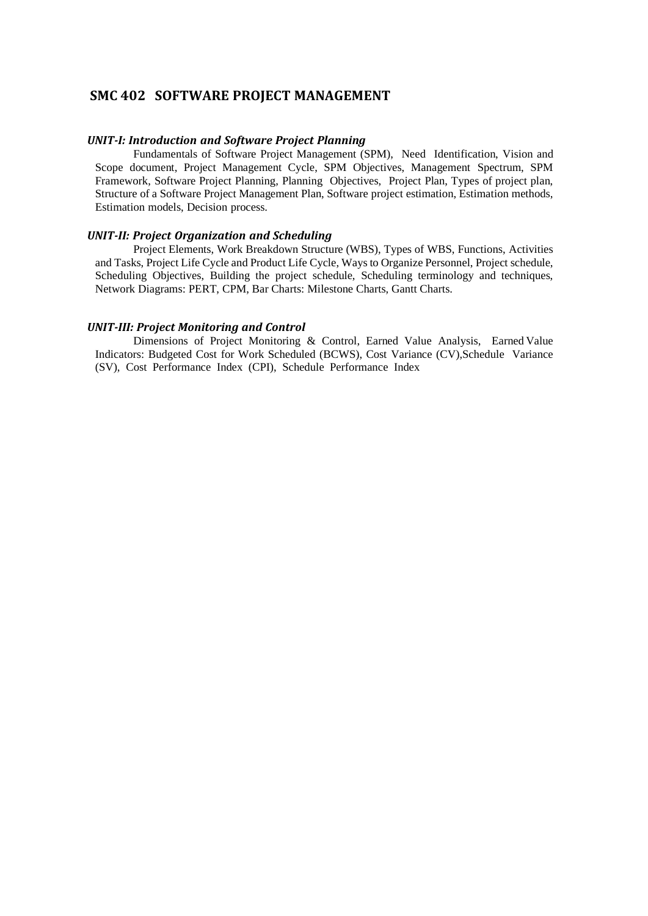## SMC 402 SOFTWARE PROJECT MANAGEMENT

### *UNIT-I: Introduction and Software Project Planning*

Fundamentals of Software Project Management (SPM), Need Identification, Vision and Scope document, Project Management Cycle, SPM Objectives, Management Spectrum, SPM Framework, Software Project Planning, Planning Objectives, Project Plan, Types of project plan, Structure of a Software Project Management Plan, Software project estimation, Estimation methods, Estimation models, Decision process.

### *UNIT-II: Project Organization and Scheduling*

Project Elements, Work Breakdown Structure (WBS), Types of WBS, Functions, Activities and Tasks, Project Life Cycle and Product Life Cycle, Ways to Organize Personnel, Project schedule, Scheduling Objectives, Building the project schedule, Scheduling terminology and techniques, Network Diagrams: PERT, CPM, Bar Charts: Milestone Charts, Gantt Charts.

### *UNIT-III: Project Monitoring and Control*

Dimensions of Project Monitoring & Control, Earned Value Analysis, Earned Value Indicators: Budgeted Cost for Work Scheduled (BCWS), Cost Variance (CV),Schedule Variance (SV), Cost Performance Index (CPI), Schedule Performance Index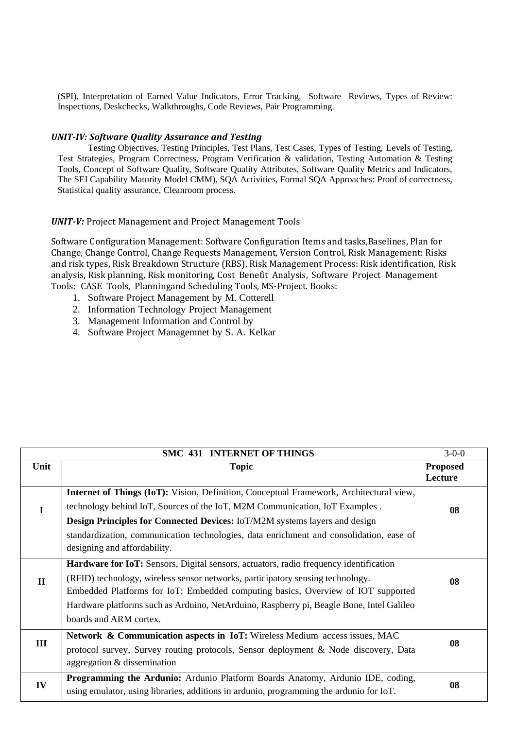(SPI), Interpretation of Earned Value Indicators, Error Tracking, Software Reviews, Types of Review: Inspections, Deskchecks, Walkthroughs, Code Reviews, Pair Programming.

### *UNIT-IV: Software Quality Assurance and Testing*

Testing Objectives, Testing Principles, Test Plans, Test Cases, Types of Testing, Levels of Testing, Test Strategies, Program Correctness, Program Verification & validation, Testing Automation & Testing Tools, Concept of Software Quality, Software Quality Attributes, Software Quality Metrics and Indicators, The SEI Capability Maturity Model CMM), SQA Activities, Formal SQA Approaches: Proof of correctness, Statistical quality assurance, Cleanroom process.

### ***UNIT-V:*** Project Management and Project Management Tools

Software Configuration Management: Software Configuration Items and tasks,Baselines, Plan for Change, Change Control, Change Requests Management, Version Control, Risk Management: Risks and risk types, Risk Breakdown Structure (RBS), Risk Management Process: Risk identification, Risk analysis, Risk planning, Risk monitoring, Cost Benefit Analysis, Software Project Management Tools: CASE Tools, Planningand Scheduling Tools, MS-Project. Books:

1. Software Project Management by M. Cotterell
2. Information Technology Project Management
3. Management Information and Control by
4. Software Project Managemnet by S. A. Kelkar

| **SMC 431 INTERNET OF THINGS** | | 3-0-0 |
|---|---|---|
| **Unit** | **Topic** | **Proposed Lecture** |
| **I** | **Internet of Things (IoT):** Vision, Definition, Conceptual Framework, Architectural view, technology behind IoT, Sources of the IoT, M2M Communication, IoT Examples . **Design Principles for Connected Devices:** IoT/M2M systems layers and design standardization, communication technologies, data enrichment and consolidation, ease of designing and affordability. | **08** |
| **II** | **Hardware for IoT:** Sensors, Digital sensors, actuators, radio frequency identification (RFID) technology, wireless sensor networks, participatory sensing technology. Embedded Platforms for IoT: Embedded computing basics, Overview of IOT supported Hardware platforms such as Arduino, NetArduino, Raspberry pi, Beagle Bone, Intel Galileo boards and ARM cortex. | **08** |
| **III** | **Network & Communication aspects in IoT:** Wireless Medium access issues, MAC protocol survey, Survey routing protocols, Sensor deployment & Node discovery, Data aggregation & dissemination | **08** |
| **IV** | **Programming the Ardunio:** Ardunio Platform Boards Anatomy, Ardunio IDE, coding, using emulator, using libraries, additions in ardunio, programming the ardunio for IoT. | **08** |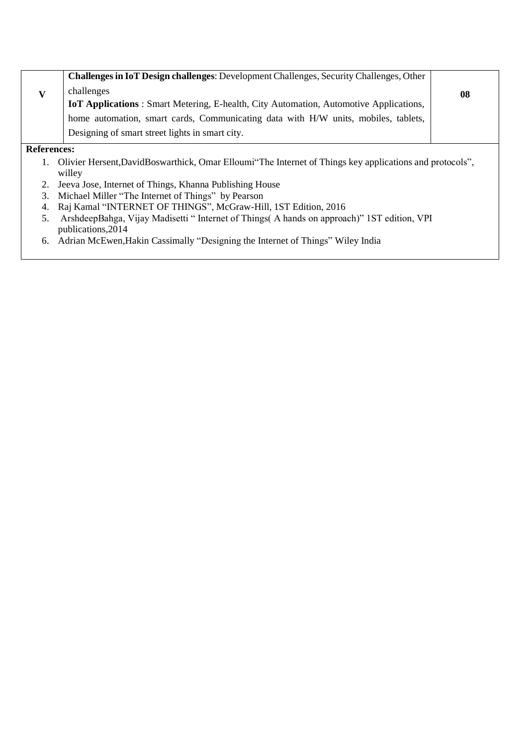| | | |
|---|---|---|
| V | **Challenges in IoT Design challenges**: Development Challenges, Security Challenges, Other challenges<br>**IoT Applications** : Smart Metering, E-health, City Automation, Automotive Applications, home automation, smart cards, Communicating data with H/W units, mobiles, tablets, Designing of smart street lights in smart city. | **08** |

**References:**

1. Olivier Hersent,DavidBoswarthick, Omar Elloumi"The Internet of Things key applications and protocols", willey
2. Jeeva Jose, Internet of Things, Khanna Publishing House
3. Michael Miller "The Internet of Things" by Pearson
4. Raj Kamal "INTERNET OF THINGS", McGraw-Hill, 1ST Edition, 2016
5. ArshdeepBahga, Vijay Madisetti " Internet of Things( A hands on approach)" 1ST edition, VPI publications,2014
6. Adrian McEwen,Hakin Cassimally "Designing the Internet of Things" Wiley India